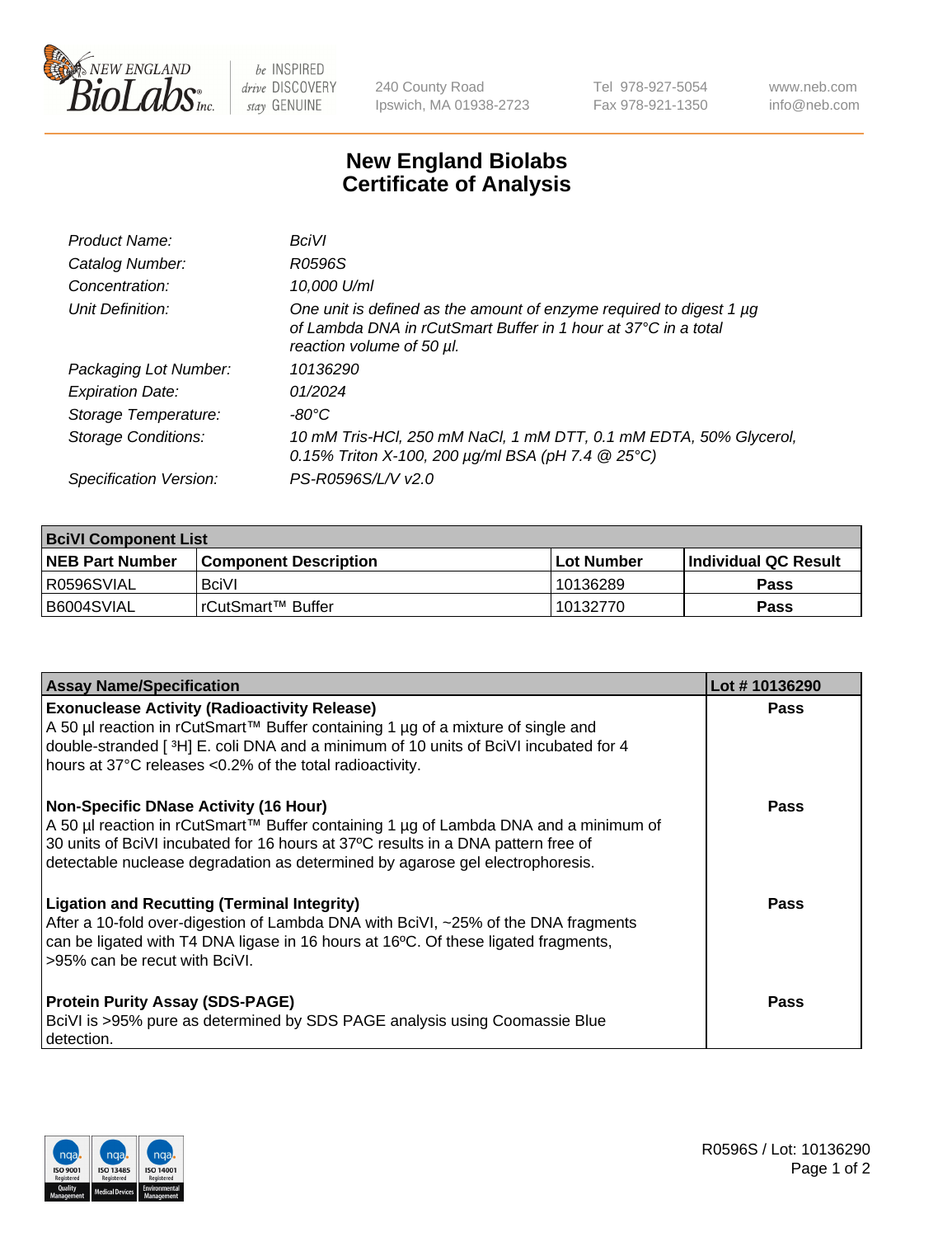240 County Road
Ipswich, MA 01938-2723

Tel 978-927-5054
Fax 978-921-1350

www.neb.com
info@neb.com

# New England Biolabs
# Certificate of Analysis

| | |
|---|---|
| *Product Name:* | *BciVI* |
| *Catalog Number:* | *R0596S* |
| *Concentration:* | *10,000 U/ml* |
| *Unit Definition:* | *One unit is defined as the amount of enzyme required to digest 1 µg of Lambda DNA in rCutSmart Buffer in 1 hour at 37°C in a total reaction volume of 50 µl.* |
| *Packaging Lot Number:* | *10136290* |
| *Expiration Date:* | *01/2024* |
| *Storage Temperature:* | *-80°C* |
| *Storage Conditions:* | *10 mM Tris-HCl, 250 mM NaCl, 1 mM DTT, 0.1 mM EDTA, 50% Glycerol, 0.15% Triton X-100, 200 µg/ml BSA (pH 7.4 @ 25°C)* |
| *Specification Version:* | *PS-R0596S/L/V v2.0* |

| **BciVI Component List** | | | |
|---|---|---|---|
| **NEB Part Number** | **Component Description** | **Lot Number** | **Individual QC Result** |
| R0596SVIAL | BciVI | 10136289 | **Pass** |
| B6004SVIAL | rCutSmart™ Buffer | 10132770 | **Pass** |

| **Assay Name/Specification** | **Lot # 10136290** |
|---|---|
| **Exonuclease Activity (Radioactivity Release)**<br>A 50 µl reaction in rCutSmart™ Buffer containing 1 µg of a mixture of single and double-stranded [ $^3$H] E. coli DNA and a minimum of 10 units of BciVI incubated for 4 hours at 37°C releases <0.2% of the total radioactivity. | **Pass** |
| **Non-Specific DNase Activity (16 Hour)**<br>A 50 µl reaction in rCutSmart™ Buffer containing 1 µg of Lambda DNA and a minimum of 30 units of BciVI incubated for 16 hours at 37°C results in a DNA pattern free of detectable nuclease degradation as determined by agarose gel electrophoresis. | **Pass** |
| **Ligation and Recutting (Terminal Integrity)**<br>After a 10-fold over-digestion of Lambda DNA with BciVI, ~25% of the DNA fragments can be ligated with T4 DNA ligase in 16 hours at 16ºC. Of these ligated fragments, >95% can be recut with BciVI. | **Pass** |
| **Protein Purity Assay (SDS-PAGE)**<br>BciVI is >95% pure as determined by SDS PAGE analysis using Coomassie Blue detection. | **Pass** |

R0596S / Lot: 10136290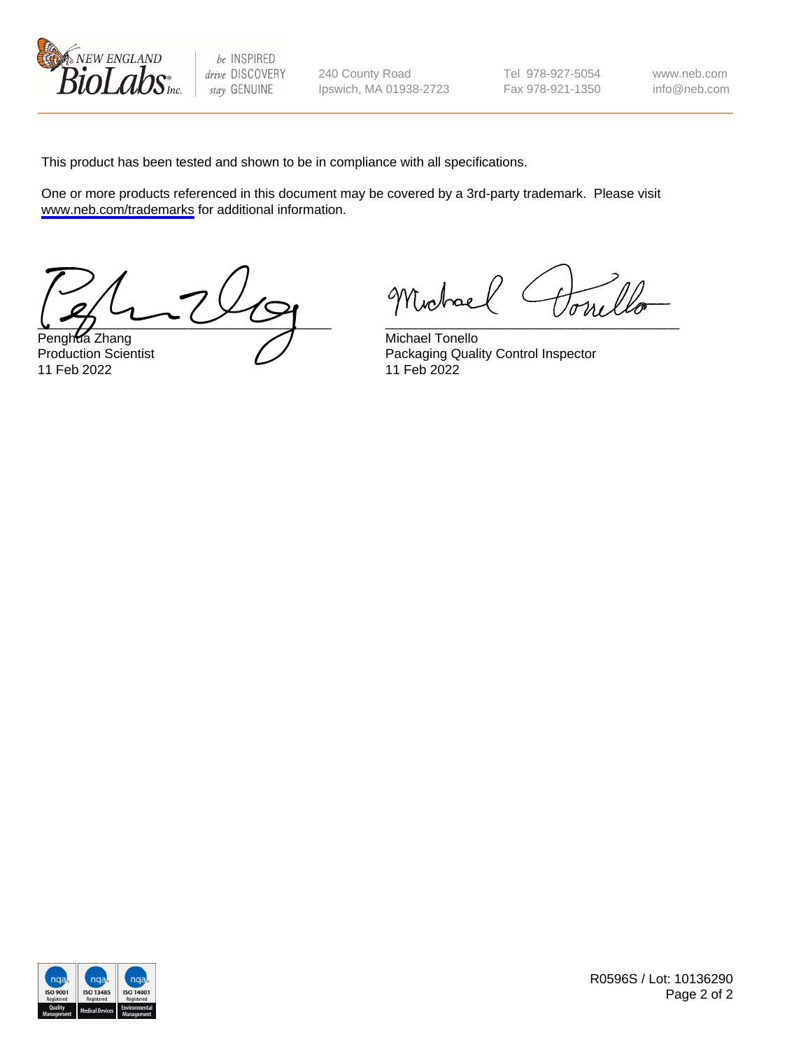This product has been tested and shown to be in compliance with all specifications.

One or more products referenced in this document may be covered by a 3rd-party trademark. Please visit www.neb.com/trademarks for additional information.

Penghua Zhang
Production Scientist
11 Feb 2022

Michael Tonello
Packaging Quality Control Inspector
11 Feb 2022

R0596S / Lot: 10136290